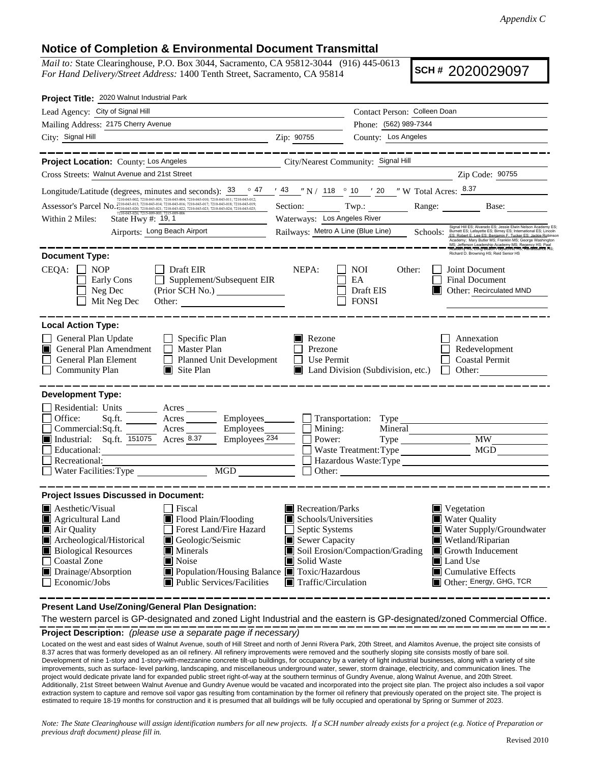*Appendix C*

## Notice of Completion & Environmental Document Transmittal

*Mail to:* State Clearinghouse, P.O. Box 3044, Sacramento, CA 95812-3044 (916) 445-0613
*For Hand Delivery/Street Address:* 1400 Tenth Street, Sacramento, CA 95814

**SCH #** 2020029097

**Project Title:** 2020 Walnut Industrial Park

Lead Agency: City of Signal Hill
Contact Person: Colleen Doan
Mailing Address: 2175 Cherry Avenue
Phone: (562) 989-7344
City: Signal Hill
Zip: 90755
County: Los Angeles

---

**Project Location:** County: Los Angeles
City/Nearest Community: Signal Hill
Cross Streets: Walnut Avenue and 21st Street
Zip Code: 90755

Longitude/Latitude (degrees, minutes and seconds): 33 ° 47 ′ 43 ″ N / 118 ° 10 ′ 20 ″ W Total Acres: 8.37

Assessor's Parcel No.: 7210-043-002; 7210-043-003; 7210-043-004; 7210-043-010; 7210-043-011; 7210-043-012; 7210-043-013; 7210-043-014; 7210-043-016; 7210-043-017; 7210-043-018; 7210-043-019; 7210-043-020; 7210-043-021; 7210-043-022; 7210-043-023; 7210-043-024; 7210-043-025; 7210-043-026; 7215-009-003; 7215-009-006
Section: Twp.: Range: Base:

Within 2 Miles: State Hwy #: 19, 1
Waterways: Los Angeles River
Airports: Long Beach Airport
Railways: Metro A Line (Blue Line)
Schools: Signal Hill ES; Alvarado ES; Jessie Elwin Nelson Academy ES; Burnett ES; Lafayette ES; Birney ES; International ES; Lincoln ES; Robert E. Lee ES; Benjamin F. Tucker ES; Jackie Robinson Academy; Mary Butler MS; Franklin MS; George Washington MS; Jefferson Leadership Academy MS; Regency HS; Paal Academy HS; Long Beach Polytechnic HS; Renaissance HS; Richard D. Browning HS; Reid Senior HS

---

**Document Type:**

CEQA: ☐ NOP ☐ Early Cons ☐ Neg Dec ☐ Mit Neg Dec ☐ Draft EIR ☐ Supplement/Subsequent EIR (Prior SCH No.) ______ Other: ______

NEPA: ☐ NOI ☐ EA ☐ Draft EIS ☐ FONSI

Other: ☐ Joint Document ☐ Final Document ■ Other: Recirculated MND

---

**Local Action Type:**

- ☐ General Plan Update
- ■ General Plan Amendment
- ☐ General Plan Element
- ☐ Community Plan
- ☐ Specific Plan
- ☐ Master Plan
- ☐ Planned Unit Development
- ■ Site Plan
- ■ Rezone
- ☐ Prezone
- ☐ Use Permit
- ■ Land Division (Subdivision, etc.)
- ☐ Annexation
- ☐ Redevelopment
- ☐ Coastal Permit
- ☐ Other:

---

**Development Type:**

- ☐ Residential: Units ______ Acres ______
- ☐ Office: Sq.ft. ______ Acres ______ Employees ______
- ☐ Commercial: Sq.ft. ______ Acres ______ Employees ______
- ■ Industrial: Sq.ft. 151075 Acres 8.37 Employees 234
- ☐ Educational:
- ☐ Recreational:
- ☐ Water Facilities: Type ______ MGD ______
- ☐ Transportation: Type
- ☐ Mining: Mineral
- ☐ Power: Type ______ MW ______
- ☐ Waste Treatment: Type ______ MGD ______
- ☐ Hazardous Waste: Type
- ☐ Other:

---

**Project Issues Discussed in Document:**

- ■ Aesthetic/Visual
- ■ Agricultural Land
- ■ Air Quality
- ■ Archeological/Historical
- ■ Biological Resources
- ☐ Coastal Zone
- ■ Drainage/Absorption
- ☐ Economic/Jobs
- ☐ Fiscal
- ■ Flood Plain/Flooding
- ☐ Forest Land/Fire Hazard
- ■ Geologic/Seismic
- ■ Minerals
- ■ Noise
- ■ Population/Housing Balance
- ■ Public Services/Facilities
- ■ Recreation/Parks
- ■ Schools/Universities
- ☐ Septic Systems
- ■ Sewer Capacity
- ■ Soil Erosion/Compaction/Grading
- ■ Solid Waste
- ■ Toxic/Hazardous
- ■ Traffic/Circulation
- ■ Vegetation
- ■ Water Quality
- ■ Water Supply/Groundwater
- ■ Wetland/Riparian
- ■ Growth Inducement
- ■ Land Use
- ■ Cumulative Effects
- ■ Other: Energy, GHG, TCR

---

**Present Land Use/Zoning/General Plan Designation:**

The western parcel is GP-designated and zoned Light Industrial and the eastern is GP-designated/zoned Commercial Office.

**Project Description:** *(please use a separate page if necessary)*

Located on the west and east sides of Walnut Avenue, south of Hill Street and north of Jenni Rivera Park, 20th Street, and Alamitos Avenue, the project site consists of 8.37 acres that was formerly developed as an oil refinery. All refinery improvements were removed and the southerly sloping site consists mostly of bare soil. Development of nine 1-story and 1-story-with-mezzanine concrete tilt-up buildings, for occupancy by a variety of light industrial businesses, along with a variety of site improvements, such as surface- level parking, landscaping, and miscellaneous underground water, sewer, storm drainage, electricity, and communication lines. The project would dedicate private land for expanded public street right-of-way at the southern terminus of Gundry Avenue, along Walnut Avenue, and 20th Street. Additionally, 21st Street between Walnut Avenue and Gundry Avenue would be vacated and incorporated into the project site plan. The project also includes a soil vapor extraction system to capture and remove soil vapor gas resulting from contamination by the former oil refinery that previously operated on the project site. The project is estimated to require 18-19 months for construction and it is presumed that all buildings will be fully occupied and operational by Spring or Summer of 2023.

*Note: The State Clearinghouse will assign identification numbers for all new projects. If a SCH number already exists for a project (e.g. Notice of Preparation or previous draft document) please fill in.*

Revised 2010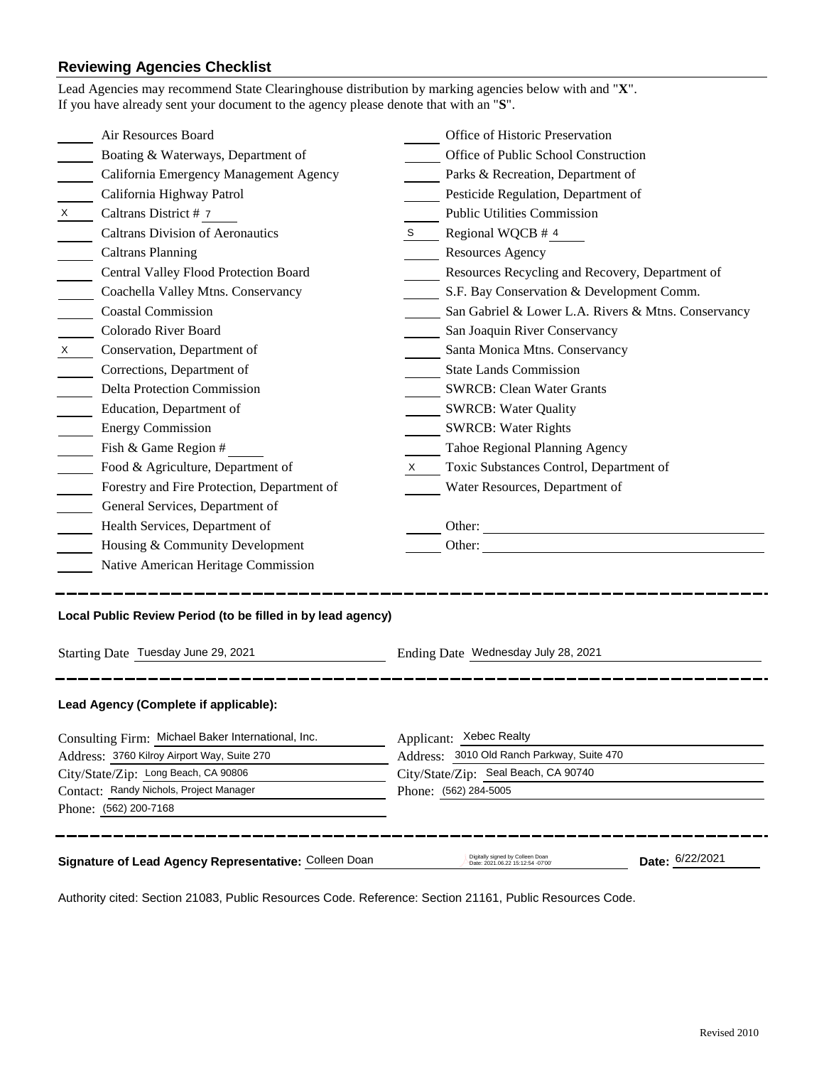## Reviewing Agencies Checklist

Lead Agencies may recommend State Clearinghouse distribution by marking agencies below with and "**X**".
If you have already sent your document to the agency please denote that with an "**S**".

| | | | |
|---|---|---|---|
| | Air Resources Board | | Office of Historic Preservation |
| | Boating & Waterways, Department of | | Office of Public School Construction |
| | California Emergency Management Agency | | Parks & Recreation, Department of |
| | California Highway Patrol | | Pesticide Regulation, Department of |
| X | Caltrans District # 7 | | Public Utilities Commission |
| | Caltrans Division of Aeronautics | S | Regional WQCB # 4 |
| | Caltrans Planning | | Resources Agency |
| | Central Valley Flood Protection Board | | Resources Recycling and Recovery, Department of |
| | Coachella Valley Mtns. Conservancy | | S.F. Bay Conservation & Development Comm. |
| | Coastal Commission | | San Gabriel & Lower L.A. Rivers & Mtns. Conservancy |
| | Colorado River Board | | San Joaquin River Conservancy |
| X | Conservation, Department of | | Santa Monica Mtns. Conservancy |
| | Corrections, Department of | | State Lands Commission |
| | Delta Protection Commission | | SWRCB: Clean Water Grants |
| | Education, Department of | | SWRCB: Water Quality |
| | Energy Commission | | SWRCB: Water Rights |
| | Fish & Game Region # | | Tahoe Regional Planning Agency |
| | Food & Agriculture, Department of | X | Toxic Substances Control, Department of |
| | Forestry and Fire Protection, Department of | | Water Resources, Department of |
| | General Services, Department of | | |
| | Health Services, Department of | | Other: |
| | Housing & Community Development | | Other: |
| | Native American Heritage Commission | | |

**Local Public Review Period (to be filled in by lead agency)**

Starting Date Tuesday June 29, 2021 Ending Date Wednesday July 28, 2021

**Lead Agency (Complete if applicable):**

Consulting Firm: Michael Baker International, Inc.
Address: 3760 Kilroy Airport Way, Suite 270
City/State/Zip: Long Beach, CA 90806
Contact: Randy Nichols, Project Manager
Phone: (562) 200-7168

Applicant: Xebec Realty
Address: 3010 Old Ranch Parkway, Suite 470
City/State/Zip: Seal Beach, CA 90740
Phone: (562) 284-5005

**Signature of Lead Agency Representative:** Colleen Doan Digitally signed by Colleen Doan Date: 2021.06.22 15:12:54 -07'00' **Date:** 6/22/2021

Authority cited: Section 21083, Public Resources Code. Reference: Section 21161, Public Resources Code.

Revised 2010